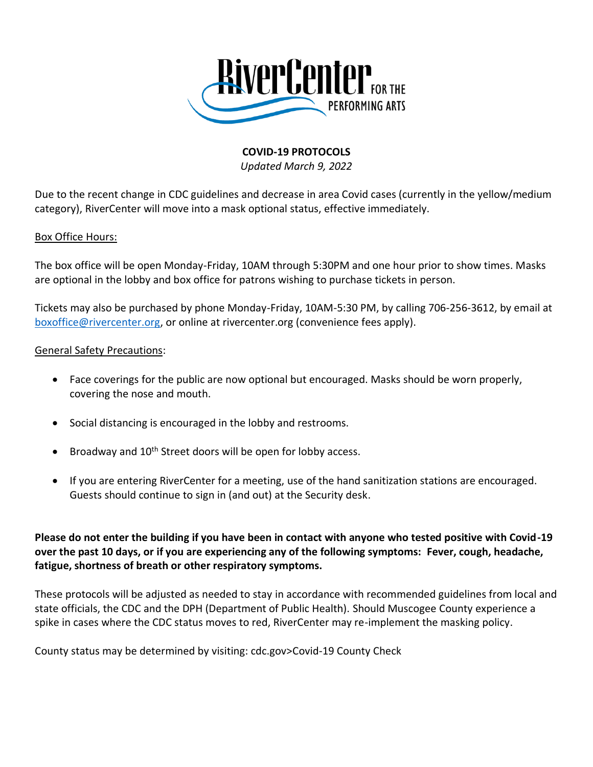RiverCenter FOR THE PERFORMING ARTS

# COVID-19 PROTOCOLS

*Updated March 9, 2022*

Due to the recent change in CDC guidelines and decrease in area Covid cases (currently in the yellow/medium category), RiverCenter will move into a mask optional status, effective immediately.

Box Office Hours:

The box office will be open Monday-Friday, 10AM through 5:30PM and one hour prior to show times. Masks are optional in the lobby and box office for patrons wishing to purchase tickets in person.

Tickets may also be purchased by phone Monday-Friday, 10AM-5:30 PM, by calling 706-256-3612, by email at boxoffice@rivercenter.org, or online at rivercenter.org (convenience fees apply).

General Safety Precautions:

- Face coverings for the public are now optional but encouraged. Masks should be worn properly, covering the nose and mouth.
- Social distancing is encouraged in the lobby and restrooms.
- Broadway and 10th Street doors will be open for lobby access.
- If you are entering RiverCenter for a meeting, use of the hand sanitization stations are encouraged. Guests should continue to sign in (and out) at the Security desk.

**Please do not enter the building if you have been in contact with anyone who tested positive with Covid-19 over the past 10 days, or if you are experiencing any of the following symptoms: Fever, cough, headache, fatigue, shortness of breath or other respiratory symptoms.**

These protocols will be adjusted as needed to stay in accordance with recommended guidelines from local and state officials, the CDC and the DPH (Department of Public Health). Should Muscogee County experience a spike in cases where the CDC status moves to red, RiverCenter may re-implement the masking policy.

County status may be determined by visiting: cdc.gov>Covid-19 County Check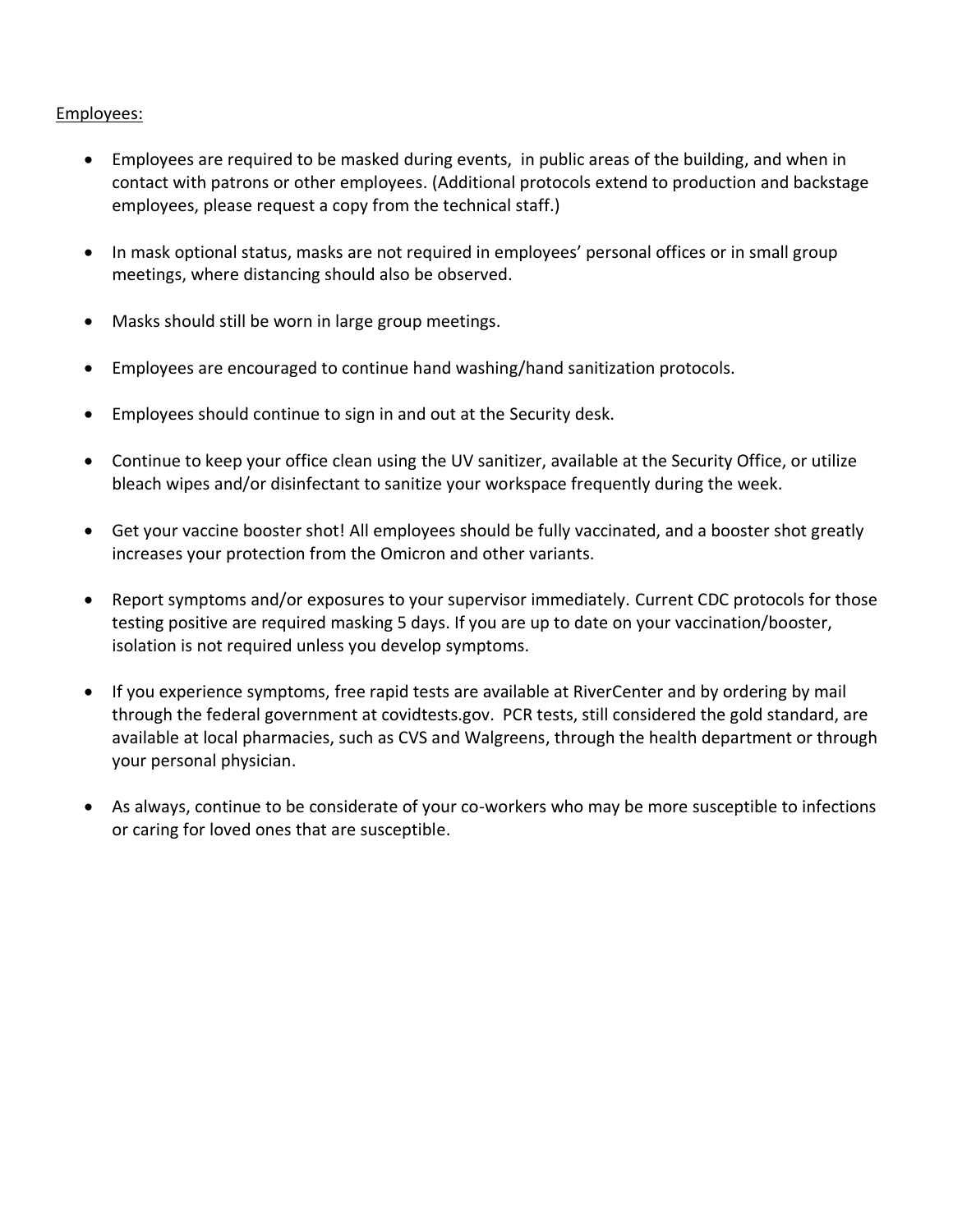Employees:

- Employees are required to be masked during events, in public areas of the building, and when in contact with patrons or other employees. (Additional protocols extend to production and backstage employees, please request a copy from the technical staff.)

- In mask optional status, masks are not required in employees' personal offices or in small group meetings, where distancing should also be observed.

- Masks should still be worn in large group meetings.

- Employees are encouraged to continue hand washing/hand sanitization protocols.

- Employees should continue to sign in and out at the Security desk.

- Continue to keep your office clean using the UV sanitizer, available at the Security Office, or utilize bleach wipes and/or disinfectant to sanitize your workspace frequently during the week.

- Get your vaccine booster shot! All employees should be fully vaccinated, and a booster shot greatly increases your protection from the Omicron and other variants.

- Report symptoms and/or exposures to your supervisor immediately. Current CDC protocols for those testing positive are required masking 5 days. If you are up to date on your vaccination/booster, isolation is not required unless you develop symptoms.

- If you experience symptoms, free rapid tests are available at RiverCenter and by ordering by mail through the federal government at covidtests.gov. PCR tests, still considered the gold standard, are available at local pharmacies, such as CVS and Walgreens, through the health department or through your personal physician.

- As always, continue to be considerate of your co-workers who may be more susceptible to infections or caring for loved ones that are susceptible.